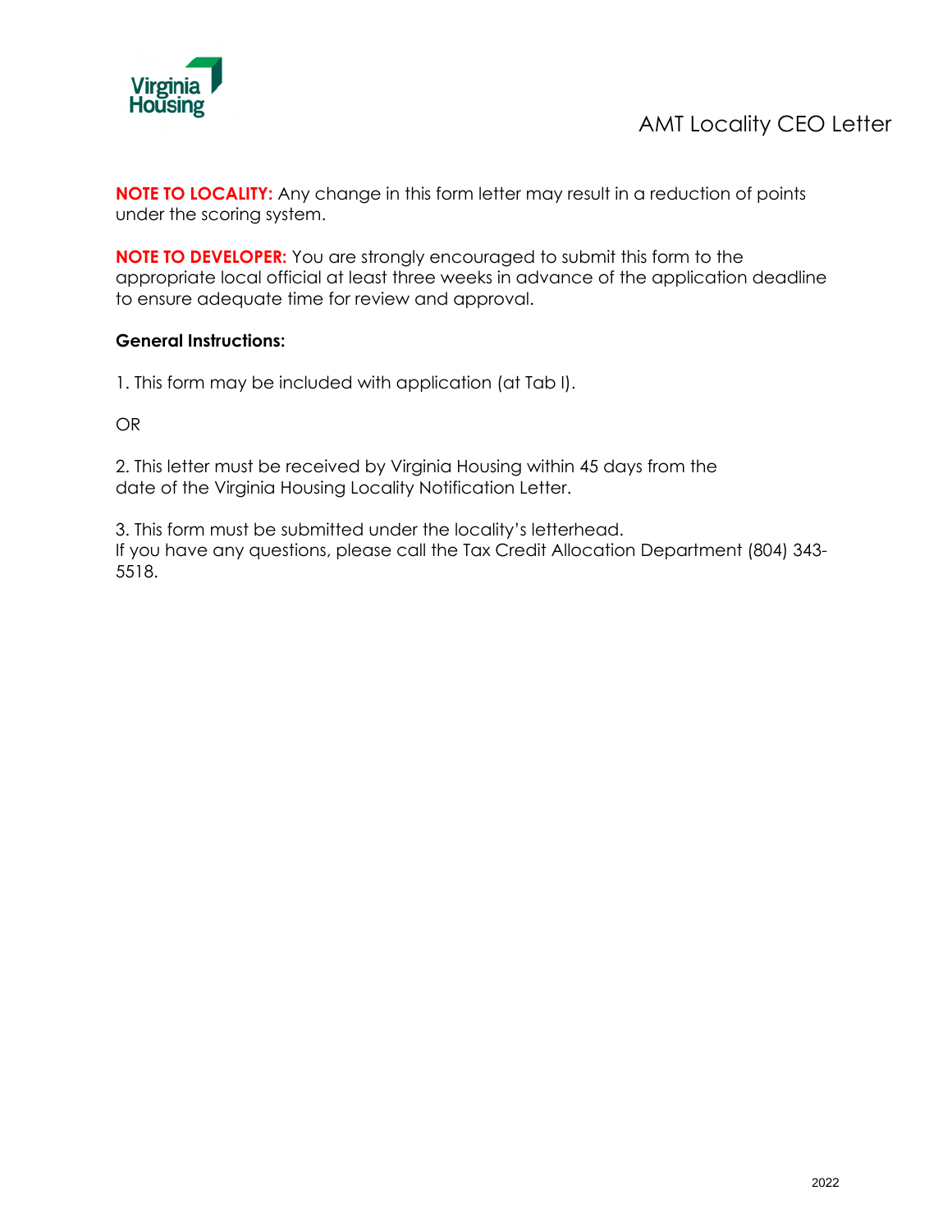# AMT Locality CEO Letter

**NOTE TO LOCALITY:** Any change in this form letter may result in a reduction of points under the scoring system.

**NOTE TO DEVELOPER:** You are strongly encouraged to submit this form to the appropriate local official at least three weeks in advance of the application deadline to ensure adequate time for review and approval.

**General Instructions:**

1. This form may be included with application (at Tab I).

OR

2. This letter must be received by Virginia Housing within 45 days from the date of the Virginia Housing Locality Notification Letter.

3. This form must be submitted under the locality's letterhead.
If you have any questions, please call the Tax Credit Allocation Department (804) 343-5518.

2022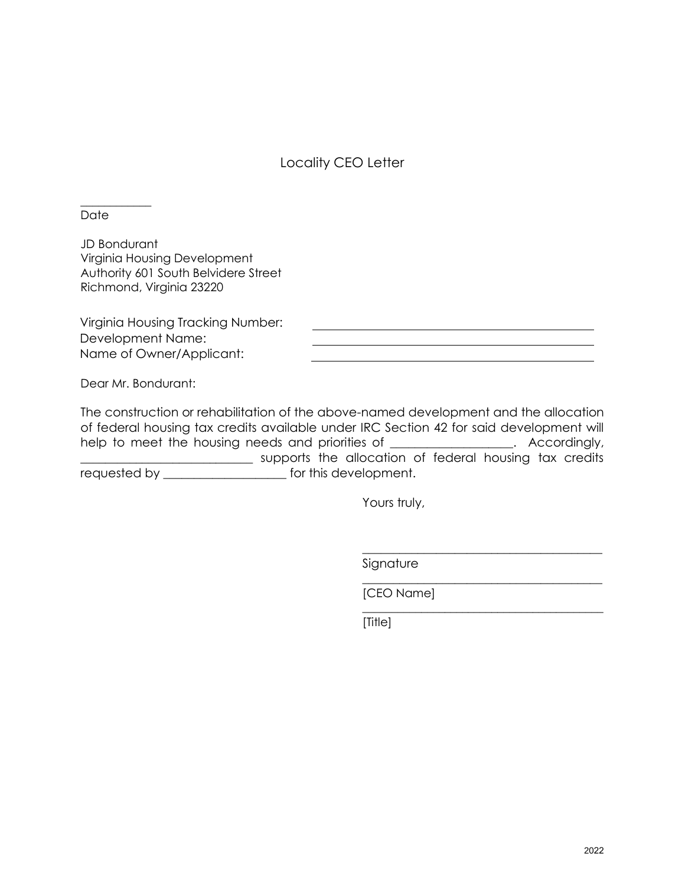# Locality CEO Letter

\_\_\_\_\_\_\_\_\_\_\_\_
Date

JD Bondurant
Virginia Housing Development
Authority 601 South Belvidere Street
Richmond, Virginia 23220

Virginia Housing Tracking Number: \_\_\_\_\_\_\_\_\_\_\_\_\_\_\_\_\_\_\_\_\_\_\_\_\_\_\_\_\_\_\_\_\_\_\_\_\_\_\_\_\_\_\_\_
Development Name: \_\_\_\_\_\_\_\_\_\_\_\_\_\_\_\_\_\_\_\_\_\_\_\_\_\_\_\_\_\_\_\_\_\_\_\_\_\_\_\_\_\_\_\_
Name of Owner/Applicant: \_\_\_\_\_\_\_\_\_\_\_\_\_\_\_\_\_\_\_\_\_\_\_\_\_\_\_\_\_\_\_\_\_\_\_\_\_\_\_\_\_\_\_\_

Dear Mr. Bondurant:

The construction or rehabilitation of the above-named development and the allocation of federal housing tax credits available under IRC Section 42 for said development will help to meet the housing needs and priorities of \_\_\_\_\_\_\_\_\_\_\_\_\_\_\_\_\_\_\_\_. Accordingly, \_\_\_\_\_\_\_\_\_\_\_\_\_\_\_\_\_\_\_\_\_\_\_\_\_\_\_\_ supports the allocation of federal housing tax credits requested by \_\_\_\_\_\_\_\_\_\_\_\_\_\_\_\_\_\_\_\_ for this development.

Yours truly,

\_\_\_\_\_\_\_\_\_\_\_\_\_\_\_\_\_\_\_\_\_\_\_\_\_\_\_\_\_\_\_\_\_\_\_\_\_\_\_\_
Signature

\_\_\_\_\_\_\_\_\_\_\_\_\_\_\_\_\_\_\_\_\_\_\_\_\_\_\_\_\_\_\_\_\_\_\_\_\_\_\_\_
[CEO Name]

\_\_\_\_\_\_\_\_\_\_\_\_\_\_\_\_\_\_\_\_\_\_\_\_\_\_\_\_\_\_\_\_\_\_\_\_\_\_\_\_
[Title]

2022